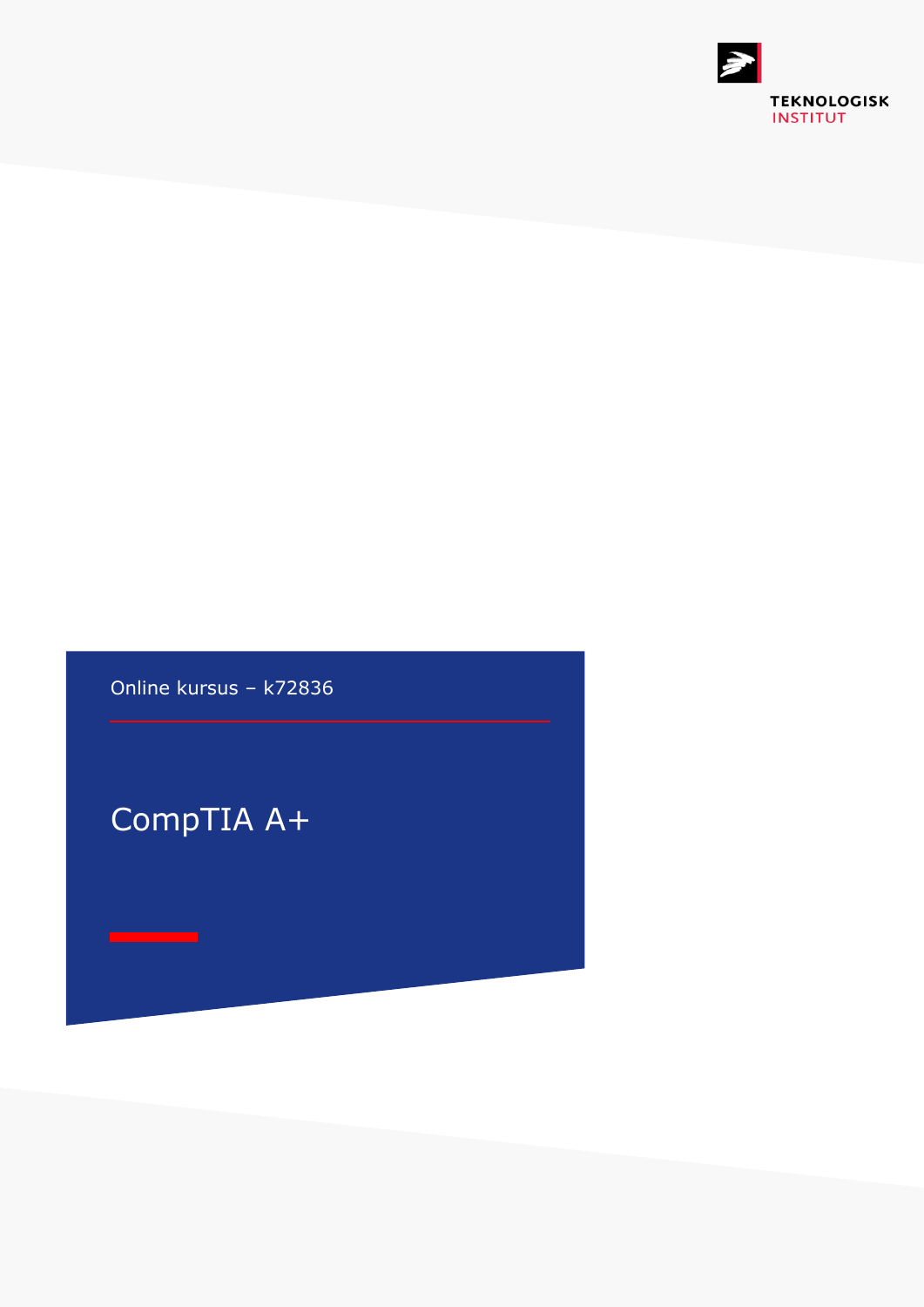TEKNOLOGISK INSTITUT

Online kursus – k72836

# CompTIA A+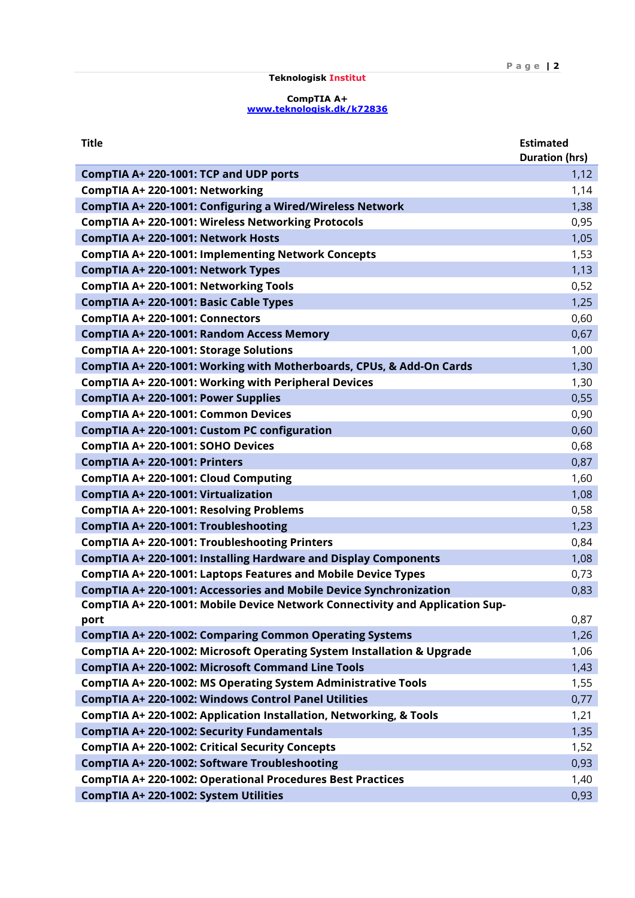Teknologisk Institut

CompTIA A+
www.teknologisk.dk/k72836

| Title | Estimated Duration (hrs) |
|---|---|
| **CompTIA A+ 220-1001: TCP and UDP ports** | 1,12 |
| **CompTIA A+ 220-1001: Networking** | 1,14 |
| **CompTIA A+ 220-1001: Configuring a Wired/Wireless Network** | 1,38 |
| **CompTIA A+ 220-1001: Wireless Networking Protocols** | 0,95 |
| **CompTIA A+ 220-1001: Network Hosts** | 1,05 |
| **CompTIA A+ 220-1001: Implementing Network Concepts** | 1,53 |
| **CompTIA A+ 220-1001: Network Types** | 1,13 |
| **CompTIA A+ 220-1001: Networking Tools** | 0,52 |
| **CompTIA A+ 220-1001: Basic Cable Types** | 1,25 |
| **CompTIA A+ 220-1001: Connectors** | 0,60 |
| **CompTIA A+ 220-1001: Random Access Memory** | 0,67 |
| **CompTIA A+ 220-1001: Storage Solutions** | 1,00 |
| **CompTIA A+ 220-1001: Working with Motherboards, CPUs, & Add-On Cards** | 1,30 |
| **CompTIA A+ 220-1001: Working with Peripheral Devices** | 1,30 |
| **CompTIA A+ 220-1001: Power Supplies** | 0,55 |
| **CompTIA A+ 220-1001: Common Devices** | 0,90 |
| **CompTIA A+ 220-1001: Custom PC configuration** | 0,60 |
| **CompTIA A+ 220-1001: SOHO Devices** | 0,68 |
| **CompTIA A+ 220-1001: Printers** | 0,87 |
| **CompTIA A+ 220-1001: Cloud Computing** | 1,60 |
| **CompTIA A+ 220-1001: Virtualization** | 1,08 |
| **CompTIA A+ 220-1001: Resolving Problems** | 0,58 |
| **CompTIA A+ 220-1001: Troubleshooting** | 1,23 |
| **CompTIA A+ 220-1001: Troubleshooting Printers** | 0,84 |
| **CompTIA A+ 220-1001: Installing Hardware and Display Components** | 1,08 |
| **CompTIA A+ 220-1001: Laptops Features and Mobile Device Types** | 0,73 |
| **CompTIA A+ 220-1001: Accessories and Mobile Device Synchronization** | 0,83 |
| **CompTIA A+ 220-1001: Mobile Device Network Connectivity and Application Support** | 0,87 |
| **CompTIA A+ 220-1002: Comparing Common Operating Systems** | 1,26 |
| **CompTIA A+ 220-1002: Microsoft Operating System Installation & Upgrade** | 1,06 |
| **CompTIA A+ 220-1002: Microsoft Command Line Tools** | 1,43 |
| **CompTIA A+ 220-1002: MS Operating System Administrative Tools** | 1,55 |
| **CompTIA A+ 220-1002: Windows Control Panel Utilities** | 0,77 |
| **CompTIA A+ 220-1002: Application Installation, Networking, & Tools** | 1,21 |
| **CompTIA A+ 220-1002: Security Fundamentals** | 1,35 |
| **CompTIA A+ 220-1002: Critical Security Concepts** | 1,52 |
| **CompTIA A+ 220-1002: Software Troubleshooting** | 0,93 |
| **CompTIA A+ 220-1002: Operational Procedures Best Practices** | 1,40 |
| **CompTIA A+ 220-1002: System Utilities** | 0,93 |